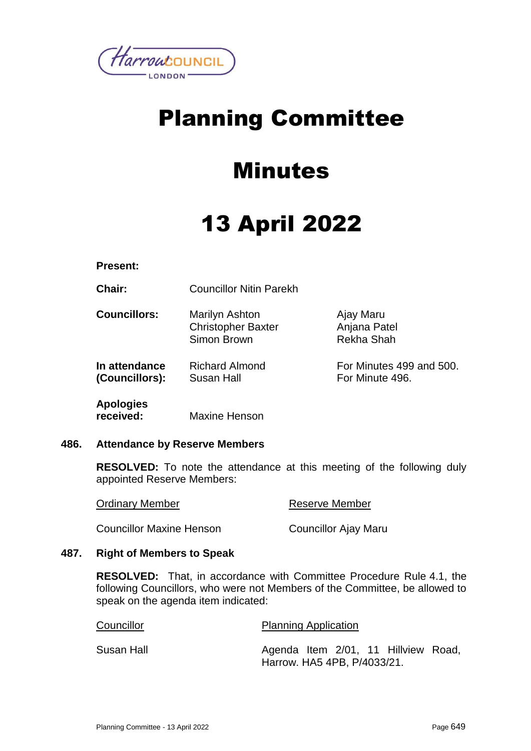# Planning Committee

# Minutes

# 13 April 2022

**Present:**

| | | |
|---|---|---|
| **Chair:** | Councillor Nitin Parekh | |
| **Councillors:** | Marilyn Ashton<br>Christopher Baxter<br>Simon Brown | Ajay Maru<br>Anjana Patel<br>Rekha Shah |
| **In attendance (Councillors):** | Richard Almond<br>Susan Hall | For Minutes 499 and 500.<br>For Minute 496. |
| **Apologies received:** | Maxine Henson | |

## 486. Attendance by Reserve Members

**RESOLVED:** To note the attendance at this meeting of the following duly appointed Reserve Members:

| Ordinary Member | Reserve Member |
|---|---|
| Councillor Maxine Henson | Councillor Ajay Maru |

## 487. Right of Members to Speak

**RESOLVED:** That, in accordance with Committee Procedure Rule 4.1, the following Councillors, who were not Members of the Committee, be allowed to speak on the agenda item indicated:

| Councillor | Planning Application |
|---|---|
| Susan Hall | Agenda Item 2/01, 11 Hillview Road, Harrow. HA5 4PB, P/4033/21. |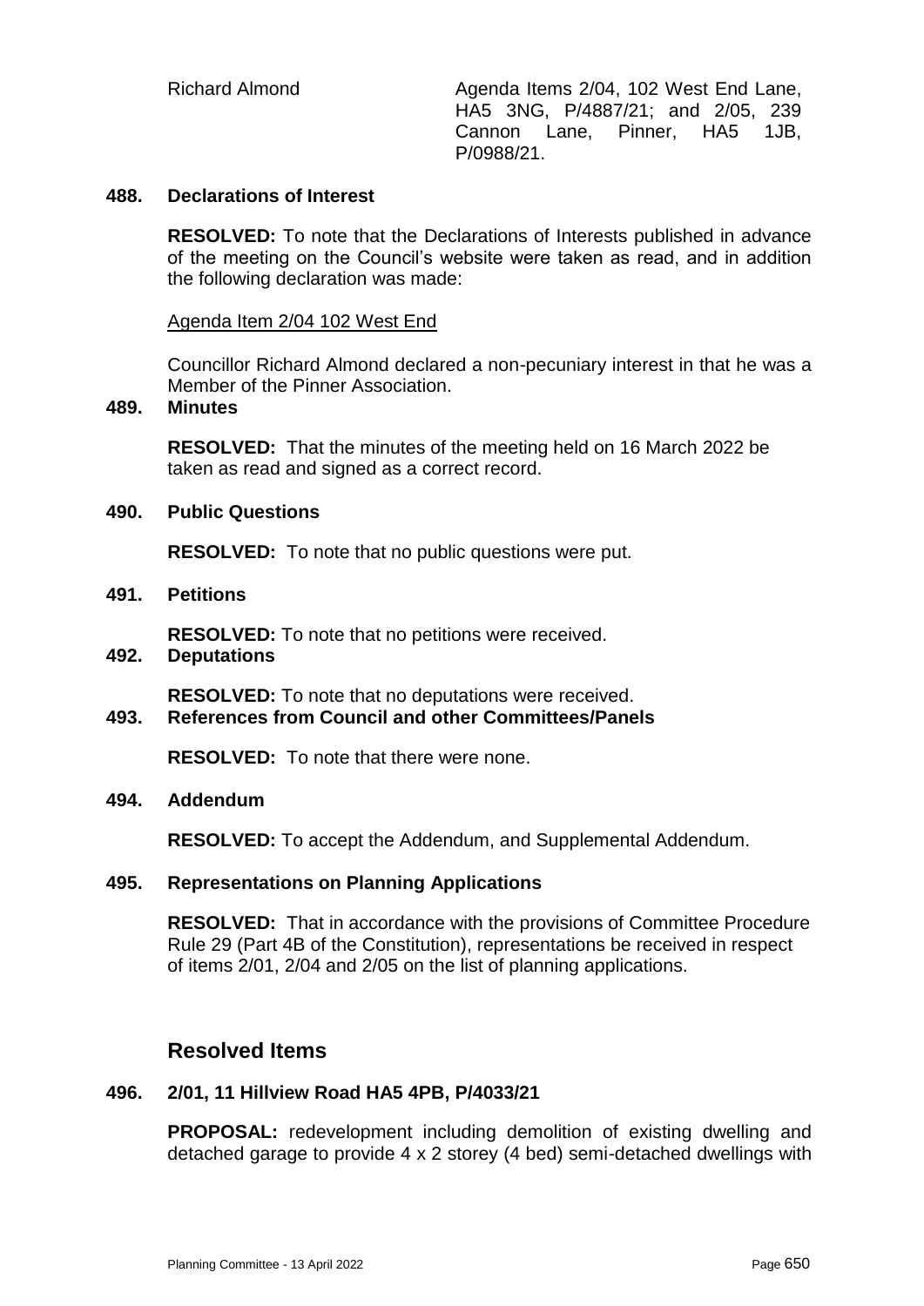| Richard Almond | Agenda Items 2/04, 102 West End Lane, HA5 3NG, P/4887/21; and 2/05, 239 Cannon Lane, Pinner, HA5 1JB, P/0988/21. |
|---|---|

**488. Declarations of Interest**

**RESOLVED:** To note that the Declarations of Interests published in advance of the meeting on the Council's website were taken as read, and in addition the following declaration was made:

Agenda Item 2/04 102 West End

Councillor Richard Almond declared a non-pecuniary interest in that he was a Member of the Pinner Association.

**489. Minutes**

**RESOLVED:** That the minutes of the meeting held on 16 March 2022 be taken as read and signed as a correct record.

**490. Public Questions**

**RESOLVED:** To note that no public questions were put.

**491. Petitions**

**RESOLVED:** To note that no petitions were received.

**492. Deputations**

**RESOLVED:** To note that no deputations were received.

**493. References from Council and other Committees/Panels**

**RESOLVED:** To note that there were none.

**494. Addendum**

**RESOLVED:** To accept the Addendum, and Supplemental Addendum.

**495. Representations on Planning Applications**

**RESOLVED:** That in accordance with the provisions of Committee Procedure Rule 29 (Part 4B of the Constitution), representations be received in respect of items 2/01, 2/04 and 2/05 on the list of planning applications.

## Resolved Items

**496. 2/01, 11 Hillview Road HA5 4PB, P/4033/21**

**PROPOSAL:** redevelopment including demolition of existing dwelling and detached garage to provide 4 x 2 storey (4 bed) semi-detached dwellings with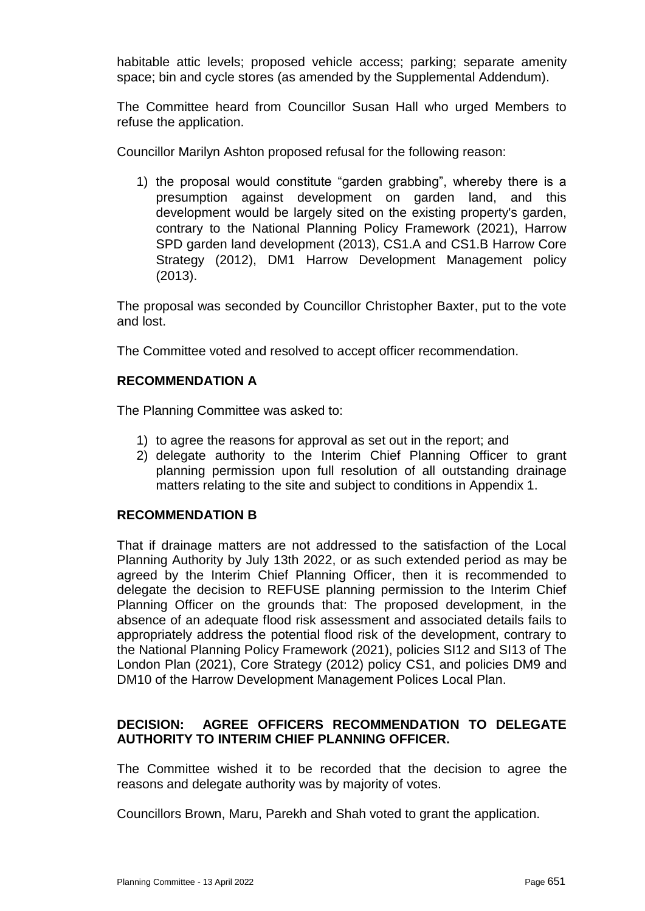habitable attic levels; proposed vehicle access; parking; separate amenity space; bin and cycle stores (as amended by the Supplemental Addendum).

The Committee heard from Councillor Susan Hall who urged Members to refuse the application.

Councillor Marilyn Ashton proposed refusal for the following reason:

1) the proposal would constitute "garden grabbing", whereby there is a presumption against development on garden land, and this development would be largely sited on the existing property's garden, contrary to the National Planning Policy Framework (2021), Harrow SPD garden land development (2013), CS1.A and CS1.B Harrow Core Strategy (2012), DM1 Harrow Development Management policy (2013).

The proposal was seconded by Councillor Christopher Baxter, put to the vote and lost.

The Committee voted and resolved to accept officer recommendation.

**RECOMMENDATION A**

The Planning Committee was asked to:

1) to agree the reasons for approval as set out in the report; and
2) delegate authority to the Interim Chief Planning Officer to grant planning permission upon full resolution of all outstanding drainage matters relating to the site and subject to conditions in Appendix 1.

**RECOMMENDATION B**

That if drainage matters are not addressed to the satisfaction of the Local Planning Authority by July 13th 2022, or as such extended period as may be agreed by the Interim Chief Planning Officer, then it is recommended to delegate the decision to REFUSE planning permission to the Interim Chief Planning Officer on the grounds that: The proposed development, in the absence of an adequate flood risk assessment and associated details fails to appropriately address the potential flood risk of the development, contrary to the National Planning Policy Framework (2021), policies SI12 and SI13 of The London Plan (2021), Core Strategy (2012) policy CS1, and policies DM9 and DM10 of the Harrow Development Management Polices Local Plan.

**DECISION: AGREE OFFICERS RECOMMENDATION TO DELEGATE AUTHORITY TO INTERIM CHIEF PLANNING OFFICER.**

The Committee wished it to be recorded that the decision to agree the reasons and delegate authority was by majority of votes.

Councillors Brown, Maru, Parekh and Shah voted to grant the application.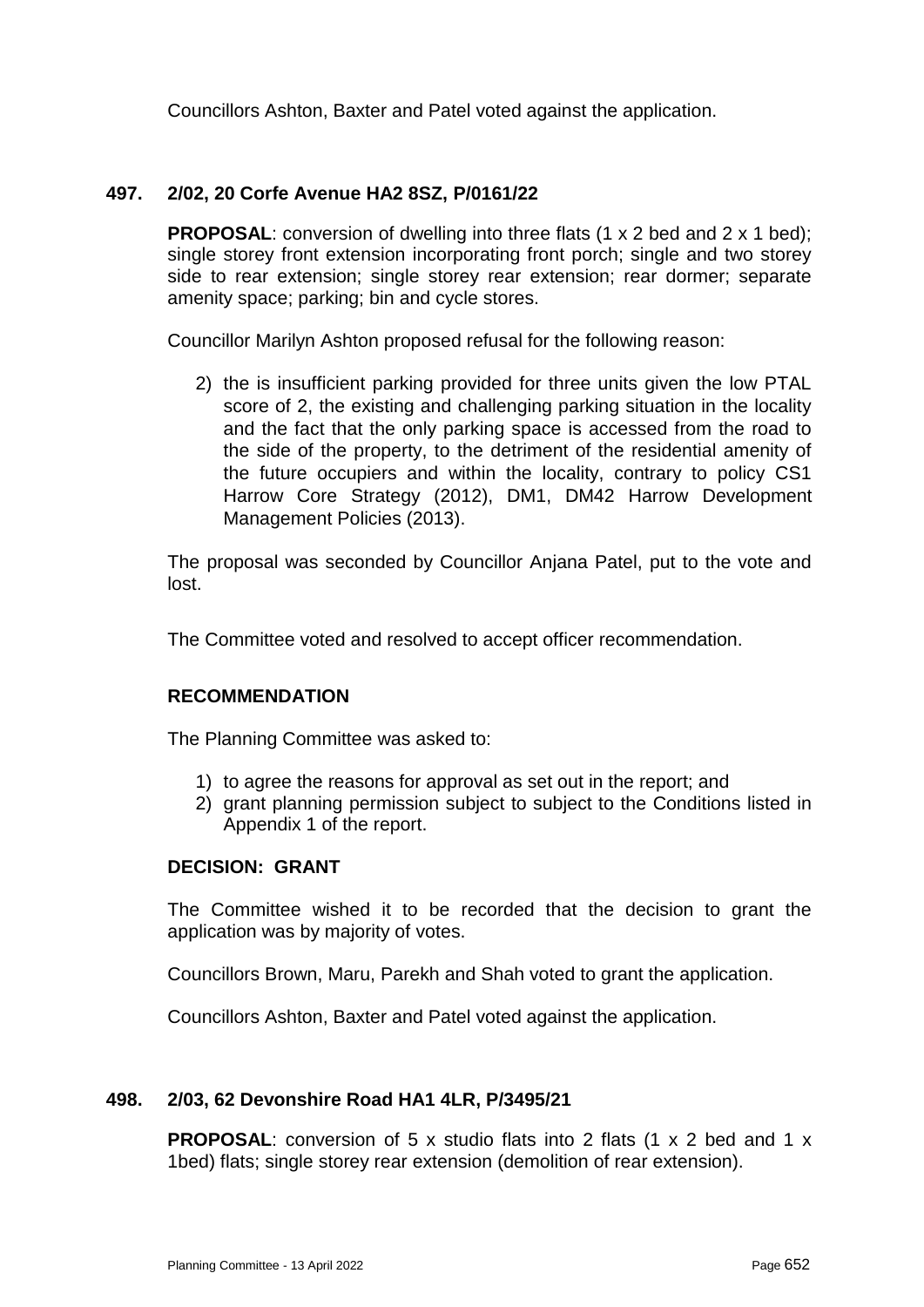Councillors Ashton, Baxter and Patel voted against the application.

## 497. 2/02, 20 Corfe Avenue HA2 8SZ, P/0161/22

**PROPOSAL**: conversion of dwelling into three flats (1 x 2 bed and 2 x 1 bed); single storey front extension incorporating front porch; single and two storey side to rear extension; single storey rear extension; rear dormer; separate amenity space; parking; bin and cycle stores.

Councillor Marilyn Ashton proposed refusal for the following reason:

2) the is insufficient parking provided for three units given the low PTAL score of 2, the existing and challenging parking situation in the locality and the fact that the only parking space is accessed from the road to the side of the property, to the detriment of the residential amenity of the future occupiers and within the locality, contrary to policy CS1 Harrow Core Strategy (2012), DM1, DM42 Harrow Development Management Policies (2013).

The proposal was seconded by Councillor Anjana Patel, put to the vote and lost.

The Committee voted and resolved to accept officer recommendation.

### RECOMMENDATION

The Planning Committee was asked to:

1) to agree the reasons for approval as set out in the report; and
2) grant planning permission subject to subject to the Conditions listed in Appendix 1 of the report.

### DECISION: GRANT

The Committee wished it to be recorded that the decision to grant the application was by majority of votes.

Councillors Brown, Maru, Parekh and Shah voted to grant the application.

Councillors Ashton, Baxter and Patel voted against the application.

## 498. 2/03, 62 Devonshire Road HA1 4LR, P/3495/21

**PROPOSAL**: conversion of 5 x studio flats into 2 flats (1 x 2 bed and 1 x 1bed) flats; single storey rear extension (demolition of rear extension).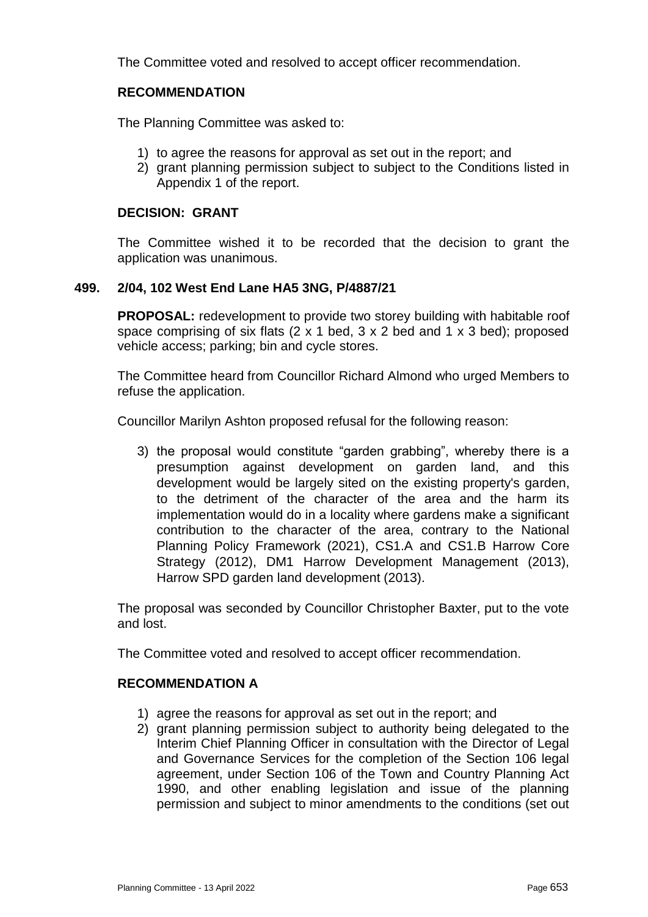The Committee voted and resolved to accept officer recommendation.

**RECOMMENDATION**

The Planning Committee was asked to:

1) to agree the reasons for approval as set out in the report; and
2) grant planning permission subject to subject to the Conditions listed in Appendix 1 of the report.

**DECISION: GRANT**

The Committee wished it to be recorded that the decision to grant the application was unanimous.

**499. 2/04, 102 West End Lane HA5 3NG, P/4887/21**

**PROPOSAL:** redevelopment to provide two storey building with habitable roof space comprising of six flats (2 x 1 bed, 3 x 2 bed and 1 x 3 bed); proposed vehicle access; parking; bin and cycle stores.

The Committee heard from Councillor Richard Almond who urged Members to refuse the application.

Councillor Marilyn Ashton proposed refusal for the following reason:

3) the proposal would constitute "garden grabbing", whereby there is a presumption against development on garden land, and this development would be largely sited on the existing property's garden, to the detriment of the character of the area and the harm its implementation would do in a locality where gardens make a significant contribution to the character of the area, contrary to the National Planning Policy Framework (2021), CS1.A and CS1.B Harrow Core Strategy (2012), DM1 Harrow Development Management (2013), Harrow SPD garden land development (2013).

The proposal was seconded by Councillor Christopher Baxter, put to the vote and lost.

The Committee voted and resolved to accept officer recommendation.

**RECOMMENDATION A**

1) agree the reasons for approval as set out in the report; and
2) grant planning permission subject to authority being delegated to the Interim Chief Planning Officer in consultation with the Director of Legal and Governance Services for the completion of the Section 106 legal agreement, under Section 106 of the Town and Country Planning Act 1990, and other enabling legislation and issue of the planning permission and subject to minor amendments to the conditions (set out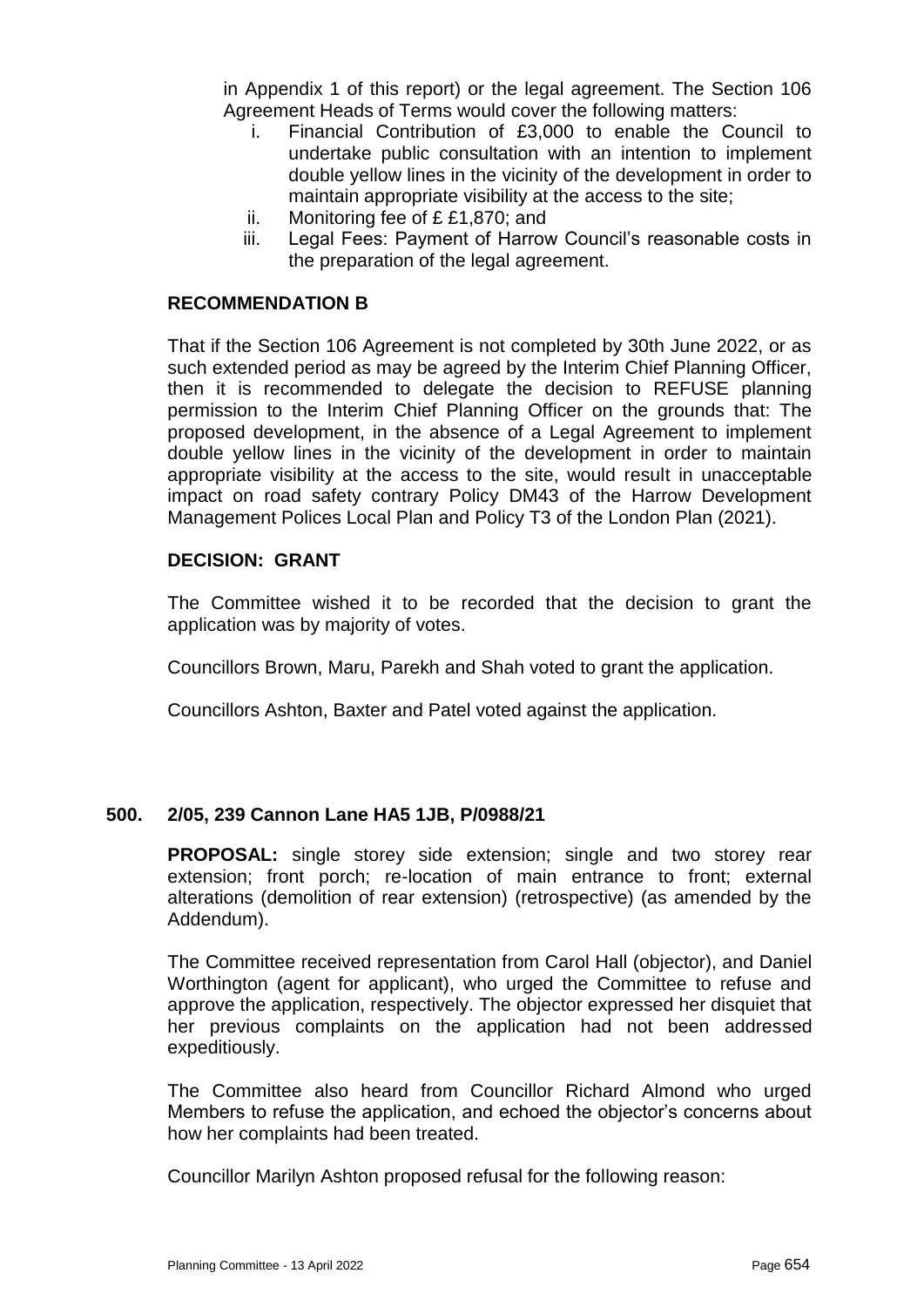in Appendix 1 of this report) or the legal agreement. The Section 106 Agreement Heads of Terms would cover the following matters:

i. Financial Contribution of £3,000 to enable the Council to undertake public consultation with an intention to implement double yellow lines in the vicinity of the development in order to maintain appropriate visibility at the access to the site;
ii. Monitoring fee of £ £1,870; and
iii. Legal Fees: Payment of Harrow Council's reasonable costs in the preparation of the legal agreement.

**RECOMMENDATION B**

That if the Section 106 Agreement is not completed by 30th June 2022, or as such extended period as may be agreed by the Interim Chief Planning Officer, then it is recommended to delegate the decision to REFUSE planning permission to the Interim Chief Planning Officer on the grounds that: The proposed development, in the absence of a Legal Agreement to implement double yellow lines in the vicinity of the development in order to maintain appropriate visibility at the access to the site, would result in unacceptable impact on road safety contrary Policy DM43 of the Harrow Development Management Polices Local Plan and Policy T3 of the London Plan (2021).

**DECISION: GRANT**

The Committee wished it to be recorded that the decision to grant the application was by majority of votes.

Councillors Brown, Maru, Parekh and Shah voted to grant the application.

Councillors Ashton, Baxter and Patel voted against the application.

## 500. 2/05, 239 Cannon Lane HA5 1JB, P/0988/21

**PROPOSAL:** single storey side extension; single and two storey rear extension; front porch; re-location of main entrance to front; external alterations (demolition of rear extension) (retrospective) (as amended by the Addendum).

The Committee received representation from Carol Hall (objector), and Daniel Worthington (agent for applicant), who urged the Committee to refuse and approve the application, respectively. The objector expressed her disquiet that her previous complaints on the application had not been addressed expeditiously.

The Committee also heard from Councillor Richard Almond who urged Members to refuse the application, and echoed the objector's concerns about how her complaints had been treated.

Councillor Marilyn Ashton proposed refusal for the following reason: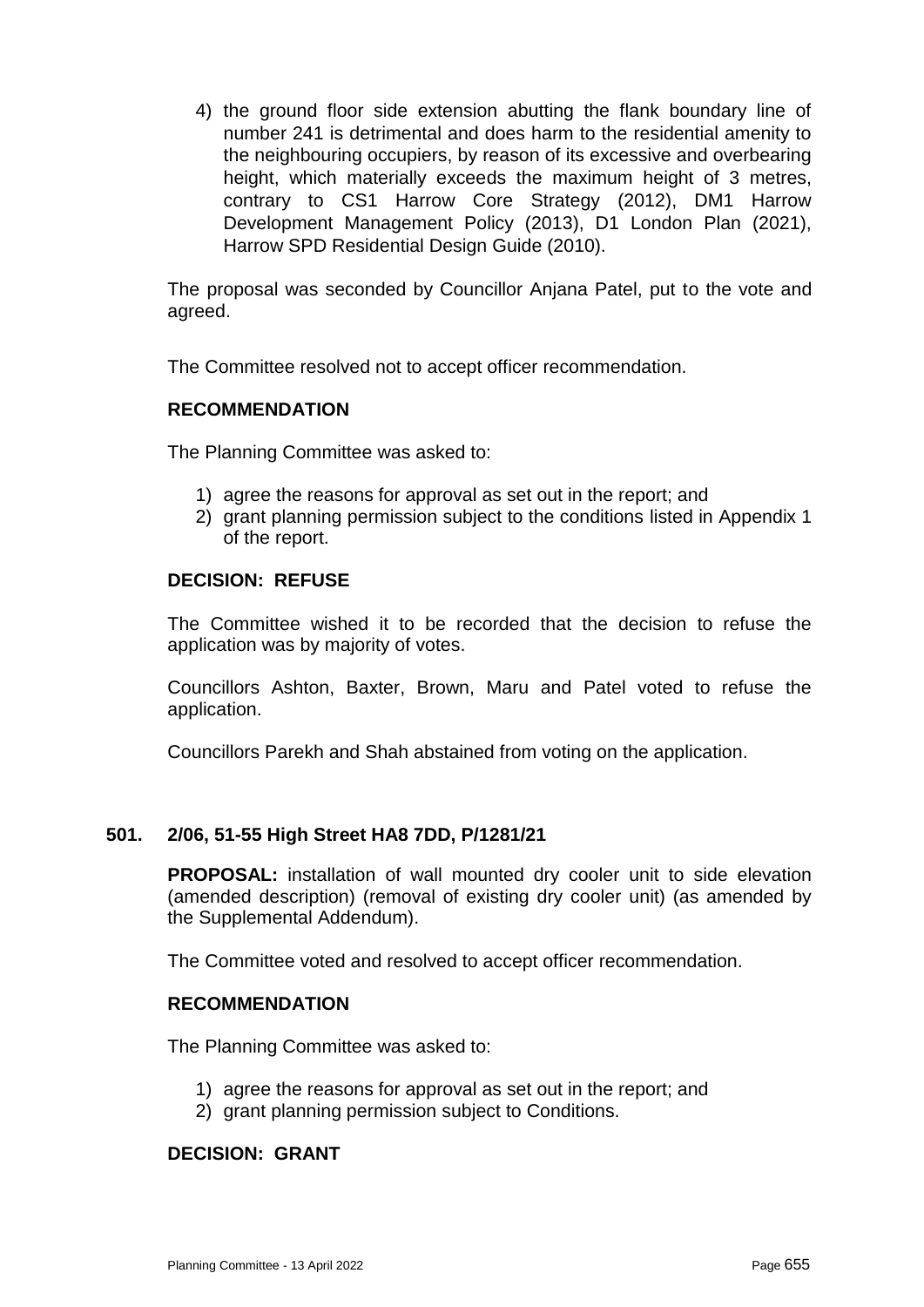4) the ground floor side extension abutting the flank boundary line of number 241 is detrimental and does harm to the residential amenity to the neighbouring occupiers, by reason of its excessive and overbearing height, which materially exceeds the maximum height of 3 metres, contrary to CS1 Harrow Core Strategy (2012), DM1 Harrow Development Management Policy (2013), D1 London Plan (2021), Harrow SPD Residential Design Guide (2010).

The proposal was seconded by Councillor Anjana Patel, put to the vote and agreed.

The Committee resolved not to accept officer recommendation.

**RECOMMENDATION**

The Planning Committee was asked to:

1) agree the reasons for approval as set out in the report; and
2) grant planning permission subject to the conditions listed in Appendix 1 of the report.

**DECISION: REFUSE**

The Committee wished it to be recorded that the decision to refuse the application was by majority of votes.

Councillors Ashton, Baxter, Brown, Maru and Patel voted to refuse the application.

Councillors Parekh and Shah abstained from voting on the application.

## 501. 2/06, 51-55 High Street HA8 7DD, P/1281/21

**PROPOSAL:** installation of wall mounted dry cooler unit to side elevation (amended description) (removal of existing dry cooler unit) (as amended by the Supplemental Addendum).

The Committee voted and resolved to accept officer recommendation.

**RECOMMENDATION**

The Planning Committee was asked to:

1) agree the reasons for approval as set out in the report; and
2) grant planning permission subject to Conditions.

**DECISION: GRANT**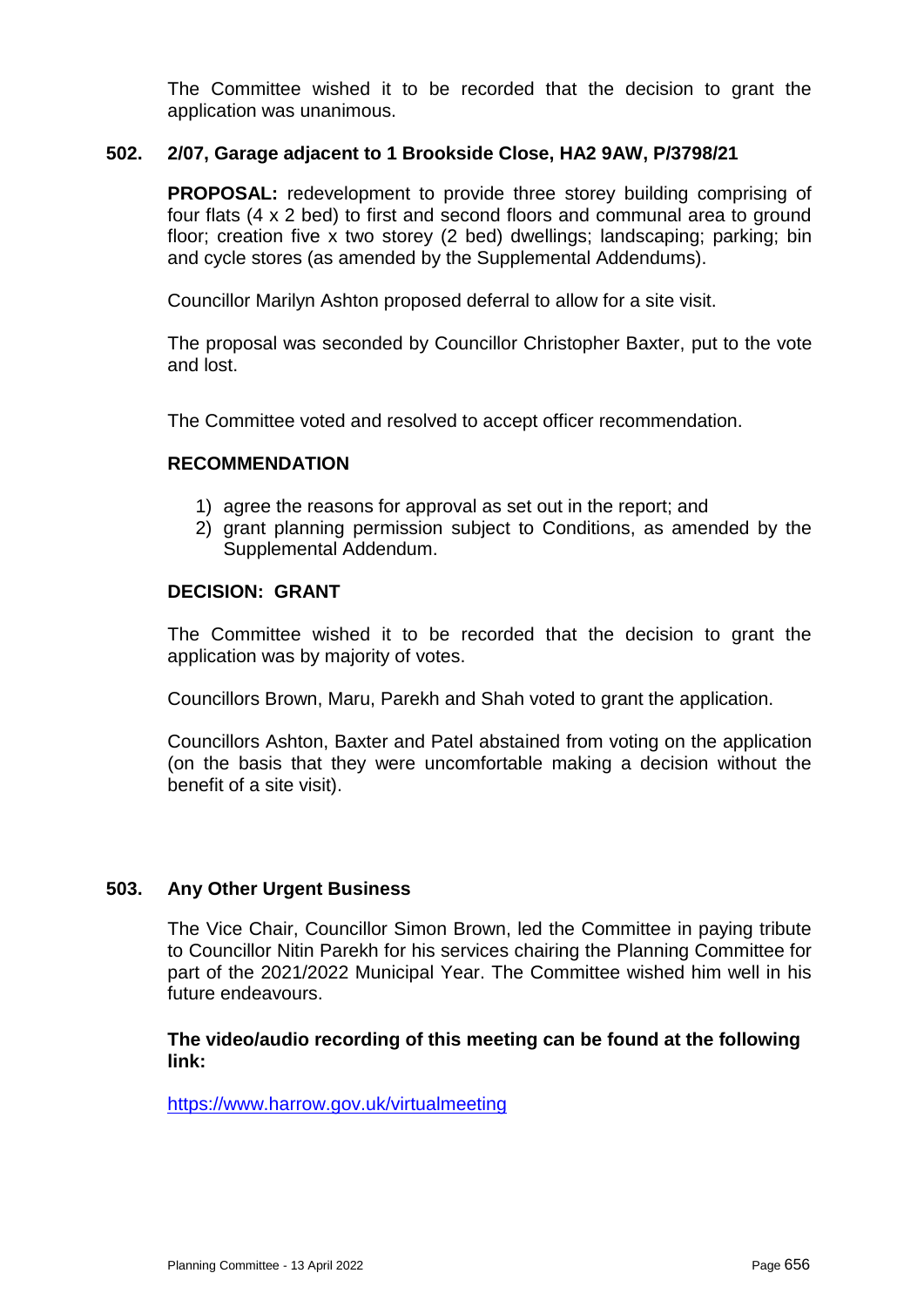The Committee wished it to be recorded that the decision to grant the application was unanimous.

### 502. 2/07, Garage adjacent to 1 Brookside Close, HA2 9AW, P/3798/21

**PROPOSAL:** redevelopment to provide three storey building comprising of four flats (4 x 2 bed) to first and second floors and communal area to ground floor; creation five x two storey (2 bed) dwellings; landscaping; parking; bin and cycle stores (as amended by the Supplemental Addendums).

Councillor Marilyn Ashton proposed deferral to allow for a site visit.

The proposal was seconded by Councillor Christopher Baxter, put to the vote and lost.

The Committee voted and resolved to accept officer recommendation.

**RECOMMENDATION**

1) agree the reasons for approval as set out in the report; and
2) grant planning permission subject to Conditions, as amended by the Supplemental Addendum.

**DECISION: GRANT**

The Committee wished it to be recorded that the decision to grant the application was by majority of votes.

Councillors Brown, Maru, Parekh and Shah voted to grant the application.

Councillors Ashton, Baxter and Patel abstained from voting on the application (on the basis that they were uncomfortable making a decision without the benefit of a site visit).

### 503. Any Other Urgent Business

The Vice Chair, Councillor Simon Brown, led the Committee in paying tribute to Councillor Nitin Parekh for his services chairing the Planning Committee for part of the 2021/2022 Municipal Year. The Committee wished him well in his future endeavours.

**The video/audio recording of this meeting can be found at the following link:**

https://www.harrow.gov.uk/virtualmeeting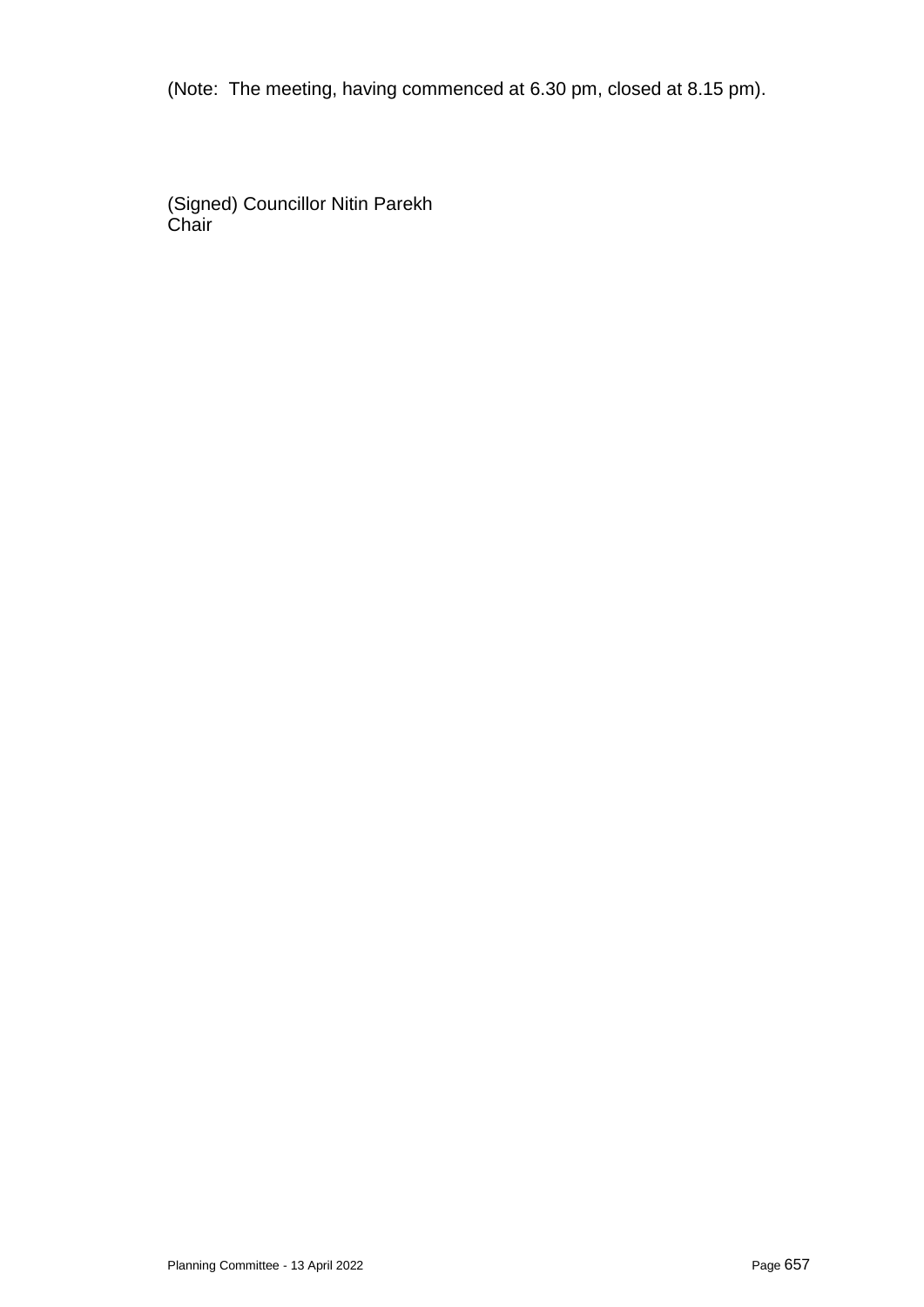(Note: The meeting, having commenced at 6.30 pm, closed at 8.15 pm).

(Signed) Councillor Nitin Parekh
Chair